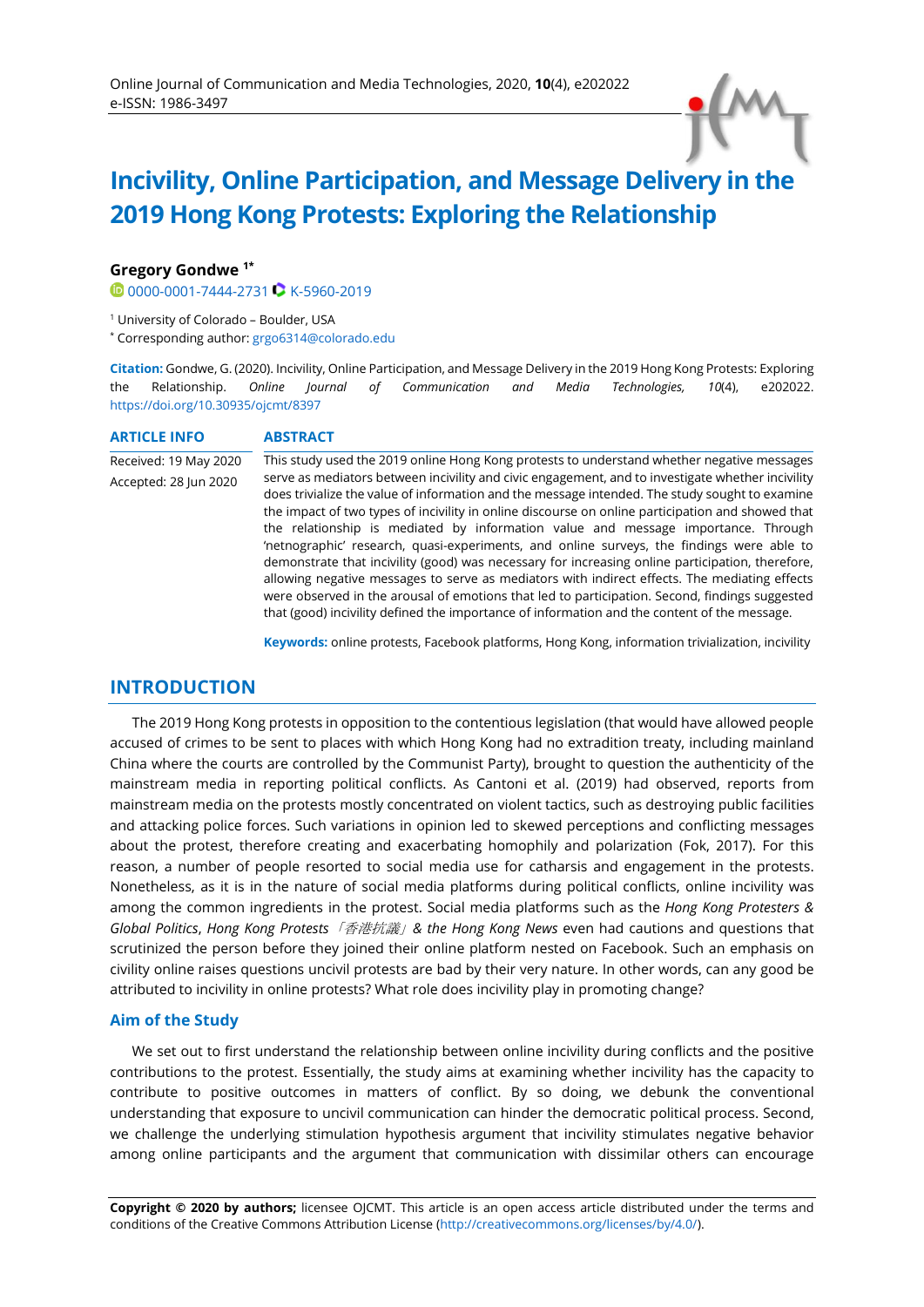# Incivility, Online Participation, and Message Delivery in the 2019 Hong Kong Protests: Exploring the Relationship

**Gregory Gondwe** [1*]

0000-0001-7444-2731 K-5960-2019

[1] University of Colorado – Boulder, USA

[*] Corresponding author: grgo6314@colorado.edu

**Citation:** Gondwe, G. (2020). Incivility, Online Participation, and Message Delivery in the 2019 Hong Kong Protests: Exploring the Relationship. *Online Journal of Communication and Media Technologies, 10*(4), e202022. https://doi.org/10.30935/ojcmt/8397

**ARTICLE INFO**

Received: 19 May 2020

Accepted: 28 Jun 2020

**ABSTRACT**

This study used the 2019 online Hong Kong protests to understand whether negative messages serve as mediators between incivility and civic engagement, and to investigate whether incivility does trivialize the value of information and the message intended. The study sought to examine the impact of two types of incivility in online discourse on online participation and showed that the relationship is mediated by information value and message importance. Through 'netnographic' research, quasi-experiments, and online surveys, the findings were able to demonstrate that incivility (good) was necessary for increasing online participation, therefore, allowing negative messages to serve as mediators with indirect effects. The mediating effects were observed in the arousal of emotions that led to participation. Second, findings suggested that (good) incivility defined the importance of information and the content of the message.

**Keywords:** online protests, Facebook platforms, Hong Kong, information trivialization, incivility

## INTRODUCTION

The 2019 Hong Kong protests in opposition to the contentious legislation (that would have allowed people accused of crimes to be sent to places with which Hong Kong had no extradition treaty, including mainland China where the courts are controlled by the Communist Party), brought to question the authenticity of the mainstream media in reporting political conflicts. As Cantoni et al. (2019) had observed, reports from mainstream media on the protests mostly concentrated on violent tactics, such as destroying public facilities and attacking police forces. Such variations in opinion led to skewed perceptions and conflicting messages about the protest, therefore creating and exacerbating homophily and polarization (Fok, 2017). For this reason, a number of people resorted to social media use for catharsis and engagement in the protests. Nonetheless, as it is in the nature of social media platforms during political conflicts, online incivility was among the common ingredients in the protest. Social media platforms such as the *Hong Kong Protesters & Global Politics*, *Hong Kong Protests「香港抗議」& the Hong Kong News* even had cautions and questions that scrutinized the person before they joined their online platform nested on Facebook. Such an emphasis on civility online raises questions uncivil protests are bad by their very nature. In other words, can any good be attributed to incivility in online protests? What role does incivility play in promoting change?

### Aim of the Study

We set out to first understand the relationship between online incivility during conflicts and the positive contributions to the protest. Essentially, the study aims at examining whether incivility has the capacity to contribute to positive outcomes in matters of conflict. By so doing, we debunk the conventional understanding that exposure to uncivil communication can hinder the democratic political process. Second, we challenge the underlying stimulation hypothesis argument that incivility stimulates negative behavior among online participants and the argument that communication with dissimilar others can encourage

**Copyright © 2020 by authors;** licensee OJCMT. This article is an open access article distributed under the terms and conditions of the Creative Commons Attribution License (http://creativecommons.org/licenses/by/4.0/).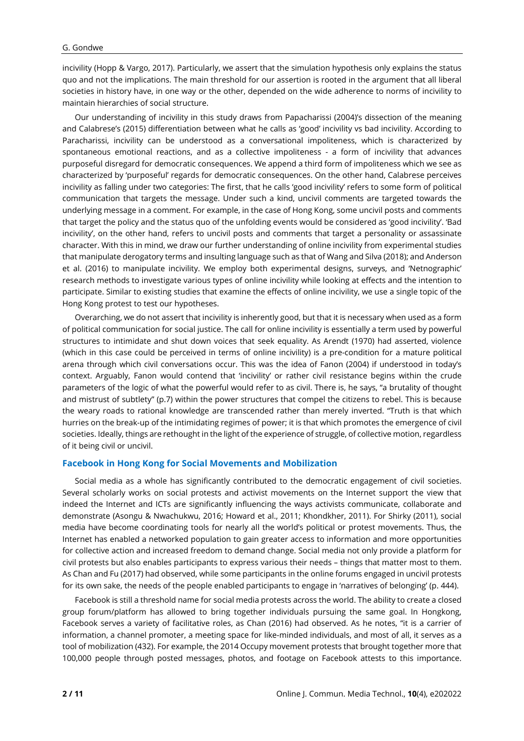incivility (Hopp & Vargo, 2017). Particularly, we assert that the simulation hypothesis only explains the status quo and not the implications. The main threshold for our assertion is rooted in the argument that all liberal societies in history have, in one way or the other, depended on the wide adherence to norms of incivility to maintain hierarchies of social structure.

Our understanding of incivility in this study draws from Papacharissi (2004)'s dissection of the meaning and Calabrese's (2015) differentiation between what he calls as 'good' incivility vs bad incivility. According to Paracharissi, incivility can be understood as a conversational impoliteness, which is characterized by spontaneous emotional reactions, and as a collective impoliteness - a form of incivility that advances purposeful disregard for democratic consequences. We append a third form of impoliteness which we see as characterized by 'purposeful' regards for democratic consequences. On the other hand, Calabrese perceives incivility as falling under two categories: The first, that he calls 'good incivility' refers to some form of political communication that targets the message. Under such a kind, uncivil comments are targeted towards the underlying message in a comment. For example, in the case of Hong Kong, some uncivil posts and comments that target the policy and the status quo of the unfolding events would be considered as 'good incivility'. 'Bad incivility', on the other hand, refers to uncivil posts and comments that target a personality or assassinate character. With this in mind, we draw our further understanding of online incivility from experimental studies that manipulate derogatory terms and insulting language such as that of Wang and Silva (2018); and Anderson et al. (2016) to manipulate incivility. We employ both experimental designs, surveys, and 'Netnographic' research methods to investigate various types of online incivility while looking at effects and the intention to participate. Similar to existing studies that examine the effects of online incivility, we use a single topic of the Hong Kong protest to test our hypotheses.

Overarching, we do not assert that incivility is inherently good, but that it is necessary when used as a form of political communication for social justice. The call for online incivility is essentially a term used by powerful structures to intimidate and shut down voices that seek equality. As Arendt (1970) had asserted, violence (which in this case could be perceived in terms of online incivility) is a pre-condition for a mature political arena through which civil conversations occur. This was the idea of Fanon (2004) if understood in today's context. Arguably, Fanon would contend that 'incivility' or rather civil resistance begins within the crude parameters of the logic of what the powerful would refer to as civil. There is, he says, "a brutality of thought and mistrust of subtlety" (p.7) within the power structures that compel the citizens to rebel. This is because the weary roads to rational knowledge are transcended rather than merely inverted. "Truth is that which hurries on the break-up of the intimidating regimes of power; it is that which promotes the emergence of civil societies. Ideally, things are rethought in the light of the experience of struggle, of collective motion, regardless of it being civil or uncivil.

## Facebook in Hong Kong for Social Movements and Mobilization

Social media as a whole has significantly contributed to the democratic engagement of civil societies. Several scholarly works on social protests and activist movements on the Internet support the view that indeed the Internet and ICTs are significantly influencing the ways activists communicate, collaborate and demonstrate (Asongu & Nwachukwu, 2016; Howard et al., 2011; Khondkher, 2011). For Shirky (2011), social media have become coordinating tools for nearly all the world's political or protest movements. Thus, the Internet has enabled a networked population to gain greater access to information and more opportunities for collective action and increased freedom to demand change. Social media not only provide a platform for civil protests but also enables participants to express various their needs – things that matter most to them. As Chan and Fu (2017) had observed, while some participants in the online forums engaged in uncivil protests for its own sake, the needs of the people enabled participants to engage in 'narratives of belonging' (p. 444).

Facebook is still a threshold name for social media protests across the world. The ability to create a closed group forum/platform has allowed to bring together individuals pursuing the same goal. In Hongkong, Facebook serves a variety of facilitative roles, as Chan (2016) had observed. As he notes, "it is a carrier of information, a channel promoter, a meeting space for like-minded individuals, and most of all, it serves as a tool of mobilization (432). For example, the 2014 Occupy movement protests that brought together more that 100,000 people through posted messages, photos, and footage on Facebook attests to this importance.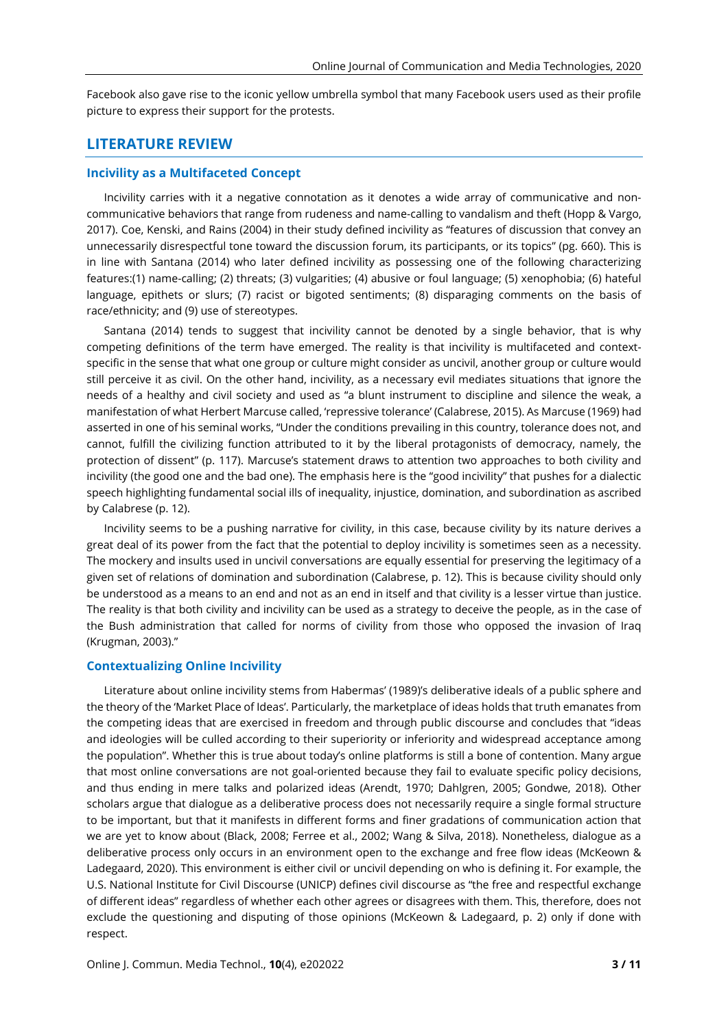Facebook also gave rise to the iconic yellow umbrella symbol that many Facebook users used as their profile picture to express their support for the protests.

## LITERATURE REVIEW

### Incivility as a Multifaceted Concept

Incivility carries with it a negative connotation as it denotes a wide array of communicative and non-communicative behaviors that range from rudeness and name-calling to vandalism and theft (Hopp & Vargo, 2017). Coe, Kenski, and Rains (2004) in their study defined incivility as "features of discussion that convey an unnecessarily disrespectful tone toward the discussion forum, its participants, or its topics" (pg. 660). This is in line with Santana (2014) who later defined incivility as possessing one of the following characterizing features:(1) name-calling; (2) threats; (3) vulgarities; (4) abusive or foul language; (5) xenophobia; (6) hateful language, epithets or slurs; (7) racist or bigoted sentiments; (8) disparaging comments on the basis of race/ethnicity; and (9) use of stereotypes.

Santana (2014) tends to suggest that incivility cannot be denoted by a single behavior, that is why competing definitions of the term have emerged. The reality is that incivility is multifaceted and context-specific in the sense that what one group or culture might consider as uncivil, another group or culture would still perceive it as civil. On the other hand, incivility, as a necessary evil mediates situations that ignore the needs of a healthy and civil society and used as "a blunt instrument to discipline and silence the weak, a manifestation of what Herbert Marcuse called, 'repressive tolerance' (Calabrese, 2015). As Marcuse (1969) had asserted in one of his seminal works, "Under the conditions prevailing in this country, tolerance does not, and cannot, fulfill the civilizing function attributed to it by the liberal protagonists of democracy, namely, the protection of dissent" (p. 117). Marcuse's statement draws to attention two approaches to both civility and incivility (the good one and the bad one). The emphasis here is the "good incivility" that pushes for a dialectic speech highlighting fundamental social ills of inequality, injustice, domination, and subordination as ascribed by Calabrese (p. 12).

Incivility seems to be a pushing narrative for civility, in this case, because civility by its nature derives a great deal of its power from the fact that the potential to deploy incivility is sometimes seen as a necessity. The mockery and insults used in uncivil conversations are equally essential for preserving the legitimacy of a given set of relations of domination and subordination (Calabrese, p. 12). This is because civility should only be understood as a means to an end and not as an end in itself and that civility is a lesser virtue than justice. The reality is that both civility and incivility can be used as a strategy to deceive the people, as in the case of the Bush administration that called for norms of civility from those who opposed the invasion of Iraq (Krugman, 2003)."

### Contextualizing Online Incivility

Literature about online incivility stems from Habermas' (1989)'s deliberative ideals of a public sphere and the theory of the 'Market Place of Ideas'. Particularly, the marketplace of ideas holds that truth emanates from the competing ideas that are exercised in freedom and through public discourse and concludes that "ideas and ideologies will be culled according to their superiority or inferiority and widespread acceptance among the population". Whether this is true about today's online platforms is still a bone of contention. Many argue that most online conversations are not goal-oriented because they fail to evaluate specific policy decisions, and thus ending in mere talks and polarized ideas (Arendt, 1970; Dahlgren, 2005; Gondwe, 2018). Other scholars argue that dialogue as a deliberative process does not necessarily require a single formal structure to be important, but that it manifests in different forms and finer gradations of communication action that we are yet to know about (Black, 2008; Ferree et al., 2002; Wang & Silva, 2018). Nonetheless, dialogue as a deliberative process only occurs in an environment open to the exchange and free flow ideas (McKeown & Ladegaard, 2020). This environment is either civil or uncivil depending on who is defining it. For example, the U.S. National Institute for Civil Discourse (UNICP) defines civil discourse as "the free and respectful exchange of different ideas" regardless of whether each other agrees or disagrees with them. This, therefore, does not exclude the questioning and disputing of those opinions (McKeown & Ladegaard, p. 2) only if done with respect.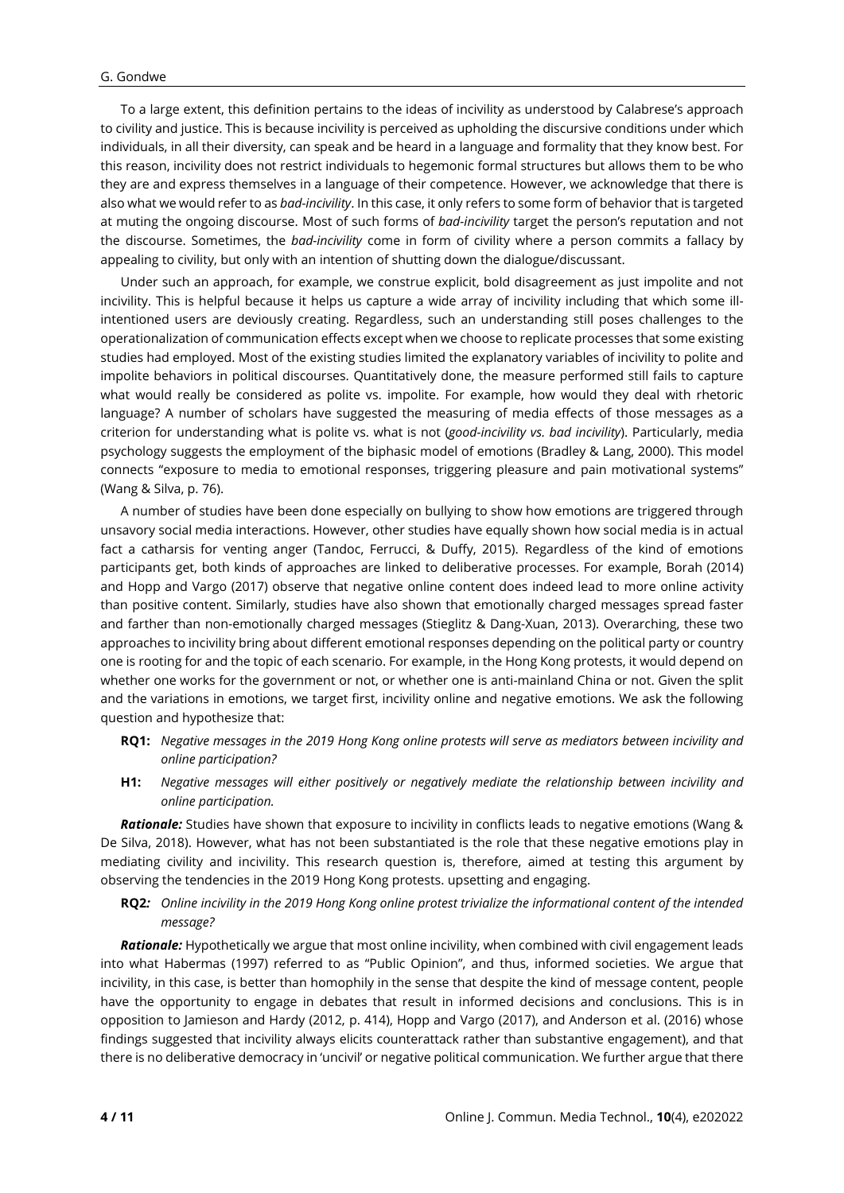To a large extent, this definition pertains to the ideas of incivility as understood by Calabrese's approach to civility and justice. This is because incivility is perceived as upholding the discursive conditions under which individuals, in all their diversity, can speak and be heard in a language and formality that they know best. For this reason, incivility does not restrict individuals to hegemonic formal structures but allows them to be who they are and express themselves in a language of their competence. However, we acknowledge that there is also what we would refer to as *bad-incivility*. In this case, it only refers to some form of behavior that is targeted at muting the ongoing discourse. Most of such forms of *bad-incivility* target the person's reputation and not the discourse. Sometimes, the *bad-incivility* come in form of civility where a person commits a fallacy by appealing to civility, but only with an intention of shutting down the dialogue/discussant.

Under such an approach, for example, we construe explicit, bold disagreement as just impolite and not incivility. This is helpful because it helps us capture a wide array of incivility including that which some ill-intentioned users are deviously creating. Regardless, such an understanding still poses challenges to the operationalization of communication effects except when we choose to replicate processes that some existing studies had employed. Most of the existing studies limited the explanatory variables of incivility to polite and impolite behaviors in political discourses. Quantitatively done, the measure performed still fails to capture what would really be considered as polite vs. impolite. For example, how would they deal with rhetoric language? A number of scholars have suggested the measuring of media effects of those messages as a criterion for understanding what is polite vs. what is not (*good-incivility vs. bad incivility*). Particularly, media psychology suggests the employment of the biphasic model of emotions (Bradley & Lang, 2000). This model connects "exposure to media to emotional responses, triggering pleasure and pain motivational systems" (Wang & Silva, p. 76).

A number of studies have been done especially on bullying to show how emotions are triggered through unsavory social media interactions. However, other studies have equally shown how social media is in actual fact a catharsis for venting anger (Tandoc, Ferrucci, & Duffy, 2015). Regardless of the kind of emotions participants get, both kinds of approaches are linked to deliberative processes. For example, Borah (2014) and Hopp and Vargo (2017) observe that negative online content does indeed lead to more online activity than positive content. Similarly, studies have also shown that emotionally charged messages spread faster and farther than non-emotionally charged messages (Stieglitz & Dang-Xuan, 2013). Overarching, these two approaches to incivility bring about different emotional responses depending on the political party or country one is rooting for and the topic of each scenario. For example, in the Hong Kong protests, it would depend on whether one works for the government or not, or whether one is anti-mainland China or not. Given the split and the variations in emotions, we target first, incivility online and negative emotions. We ask the following question and hypothesize that:

**RQ1:** *Negative messages in the 2019 Hong Kong online protests will serve as mediators between incivility and online participation?*

**H1:** *Negative messages will either positively or negatively mediate the relationship between incivility and online participation.*

***Rationale:*** Studies have shown that exposure to incivility in conflicts leads to negative emotions (Wang & De Silva, 2018). However, what has not been substantiated is the role that these negative emotions play in mediating civility and incivility. This research question is, therefore, aimed at testing this argument by observing the tendencies in the 2019 Hong Kong protests. upsetting and engaging.

**RQ2***:* *Online incivility in the 2019 Hong Kong online protest trivialize the informational content of the intended message?*

***Rationale:*** Hypothetically we argue that most online incivility, when combined with civil engagement leads into what Habermas (1997) referred to as "Public Opinion", and thus, informed societies. We argue that incivility, in this case, is better than homophily in the sense that despite the kind of message content, people have the opportunity to engage in debates that result in informed decisions and conclusions. This is in opposition to Jamieson and Hardy (2012, p. 414), Hopp and Vargo (2017), and Anderson et al. (2016) whose findings suggested that incivility always elicits counterattack rather than substantive engagement), and that there is no deliberative democracy in 'uncivil' or negative political communication. We further argue that there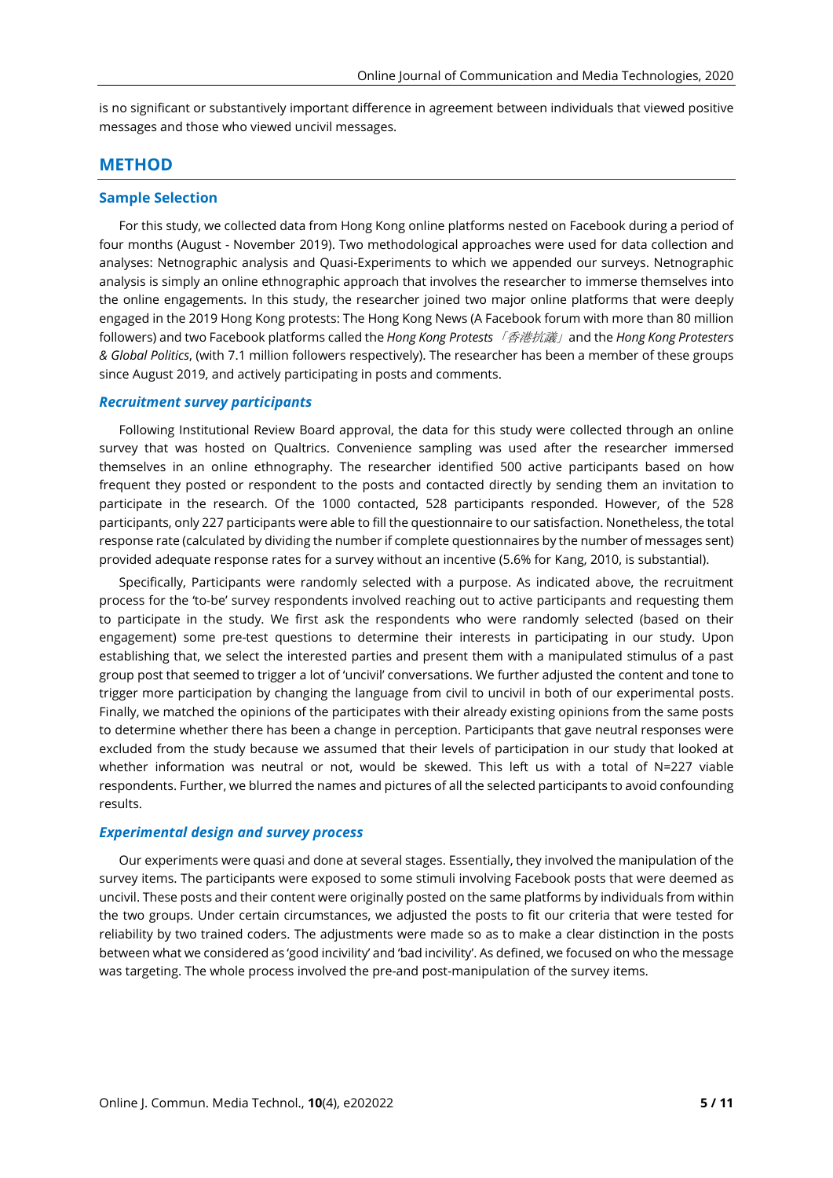is no significant or substantively important difference in agreement between individuals that viewed positive messages and those who viewed uncivil messages.

## METHOD

### Sample Selection

For this study, we collected data from Hong Kong online platforms nested on Facebook during a period of four months (August - November 2019). Two methodological approaches were used for data collection and analyses: Netnographic analysis and Quasi-Experiments to which we appended our surveys. Netnographic analysis is simply an online ethnographic approach that involves the researcher to immerse themselves into the online engagements. In this study, the researcher joined two major online platforms that were deeply engaged in the 2019 Hong Kong protests: The Hong Kong News (A Facebook forum with more than 80 million followers) and two Facebook platforms called the *Hong Kong Protests「香港抗議」* and the *Hong Kong Protesters & Global Politics*, (with 7.1 million followers respectively). The researcher has been a member of these groups since August 2019, and actively participating in posts and comments.

### *Recruitment survey participants*

Following Institutional Review Board approval, the data for this study were collected through an online survey that was hosted on Qualtrics. Convenience sampling was used after the researcher immersed themselves in an online ethnography. The researcher identified 500 active participants based on how frequent they posted or respondent to the posts and contacted directly by sending them an invitation to participate in the research. Of the 1000 contacted, 528 participants responded. However, of the 528 participants, only 227 participants were able to fill the questionnaire to our satisfaction. Nonetheless, the total response rate (calculated by dividing the number if complete questionnaires by the number of messages sent) provided adequate response rates for a survey without an incentive (5.6% for Kang, 2010, is substantial).

Specifically, Participants were randomly selected with a purpose. As indicated above, the recruitment process for the 'to-be' survey respondents involved reaching out to active participants and requesting them to participate in the study. We first ask the respondents who were randomly selected (based on their engagement) some pre-test questions to determine their interests in participating in our study. Upon establishing that, we select the interested parties and present them with a manipulated stimulus of a past group post that seemed to trigger a lot of 'uncivil' conversations. We further adjusted the content and tone to trigger more participation by changing the language from civil to uncivil in both of our experimental posts. Finally, we matched the opinions of the participates with their already existing opinions from the same posts to determine whether there has been a change in perception. Participants that gave neutral responses were excluded from the study because we assumed that their levels of participation in our study that looked at whether information was neutral or not, would be skewed. This left us with a total of N=227 viable respondents. Further, we blurred the names and pictures of all the selected participants to avoid confounding results.

### *Experimental design and survey process*

Our experiments were quasi and done at several stages. Essentially, they involved the manipulation of the survey items. The participants were exposed to some stimuli involving Facebook posts that were deemed as uncivil. These posts and their content were originally posted on the same platforms by individuals from within the two groups. Under certain circumstances, we adjusted the posts to fit our criteria that were tested for reliability by two trained coders. The adjustments were made so as to make a clear distinction in the posts between what we considered as 'good incivility' and 'bad incivility'. As defined, we focused on who the message was targeting. The whole process involved the pre-and post-manipulation of the survey items.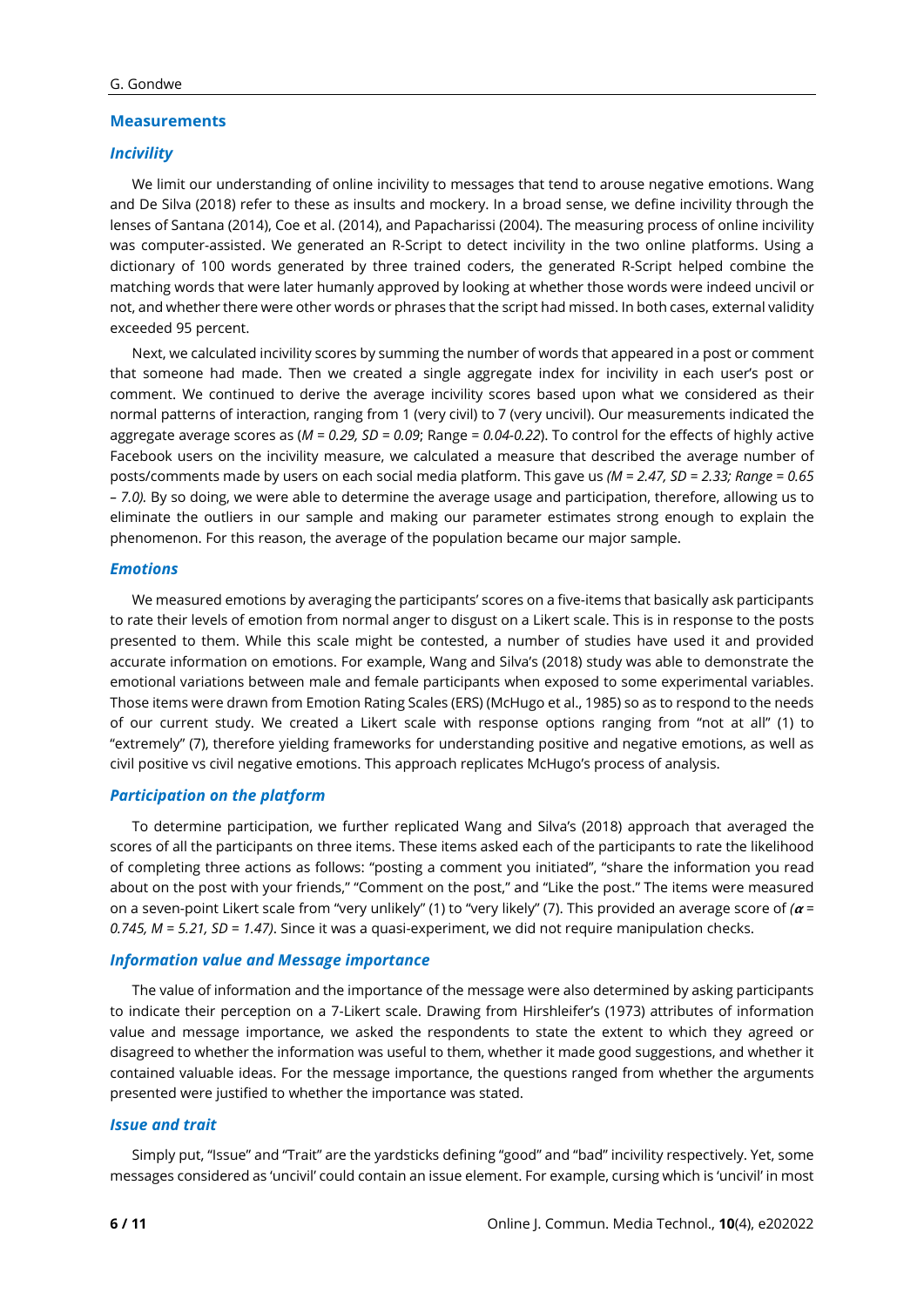## Measurements

### *Incivility*

We limit our understanding of online incivility to messages that tend to arouse negative emotions. Wang and De Silva (2018) refer to these as insults and mockery. In a broad sense, we define incivility through the lenses of Santana (2014), Coe et al. (2014), and Papacharissi (2004). The measuring process of online incivility was computer-assisted. We generated an R-Script to detect incivility in the two online platforms. Using a dictionary of 100 words generated by three trained coders, the generated R-Script helped combine the matching words that were later humanly approved by looking at whether those words were indeed uncivil or not, and whether there were other words or phrases that the script had missed. In both cases, external validity exceeded 95 percent.

Next, we calculated incivility scores by summing the number of words that appeared in a post or comment that someone had made. Then we created a single aggregate index for incivility in each user's post or comment. We continued to derive the average incivility scores based upon what we considered as their normal patterns of interaction, ranging from 1 (very civil) to 7 (very uncivil). Our measurements indicated the aggregate average scores as ($M = 0.29$, $SD = 0.09$; Range = *0.04-0.22*). To control for the effects of highly active Facebook users on the incivility measure, we calculated a measure that described the average number of posts/comments made by users on each social media platform. This gave us *(*$M = 2.47$, $SD = 2.33$; *Range = 0.65 – 7.0).* By so doing, we were able to determine the average usage and participation, therefore, allowing us to eliminate the outliers in our sample and making our parameter estimates strong enough to explain the phenomenon. For this reason, the average of the population became our major sample.

### *Emotions*

We measured emotions by averaging the participants' scores on a five-items that basically ask participants to rate their levels of emotion from normal anger to disgust on a Likert scale. This is in response to the posts presented to them. While this scale might be contested, a number of studies have used it and provided accurate information on emotions. For example, Wang and Silva's (2018) study was able to demonstrate the emotional variations between male and female participants when exposed to some experimental variables. Those items were drawn from Emotion Rating Scales (ERS) (McHugo et al., 1985) so as to respond to the needs of our current study. We created a Likert scale with response options ranging from "not at all" (1) to "extremely" (7), therefore yielding frameworks for understanding positive and negative emotions, as well as civil positive vs civil negative emotions. This approach replicates McHugo's process of analysis.

### *Participation on the platform*

To determine participation, we further replicated Wang and Silva's (2018) approach that averaged the scores of all the participants on three items. These items asked each of the participants to rate the likelihood of completing three actions as follows: "posting a comment you initiated", "share the information you read about on the post with your friends," "Comment on the post," and "Like the post." The items were measured on a seven-point Likert scale from "very unlikely" (1) to "very likely" (7). This provided an average score of ($\alpha = 0.745$, $M = 5.21$, $SD = 1.47$). Since it was a quasi-experiment, we did not require manipulation checks.

### *Information value and Message importance*

The value of information and the importance of the message were also determined by asking participants to indicate their perception on a 7-Likert scale. Drawing from Hirshleifer's (1973) attributes of information value and message importance, we asked the respondents to state the extent to which they agreed or disagreed to whether the information was useful to them, whether it made good suggestions, and whether it contained valuable ideas. For the message importance, the questions ranged from whether the arguments presented were justified to whether the importance was stated.

### *Issue and trait*

Simply put, "Issue" and "Trait" are the yardsticks defining "good" and "bad" incivility respectively. Yet, some messages considered as 'uncivil' could contain an issue element. For example, cursing which is 'uncivil' in most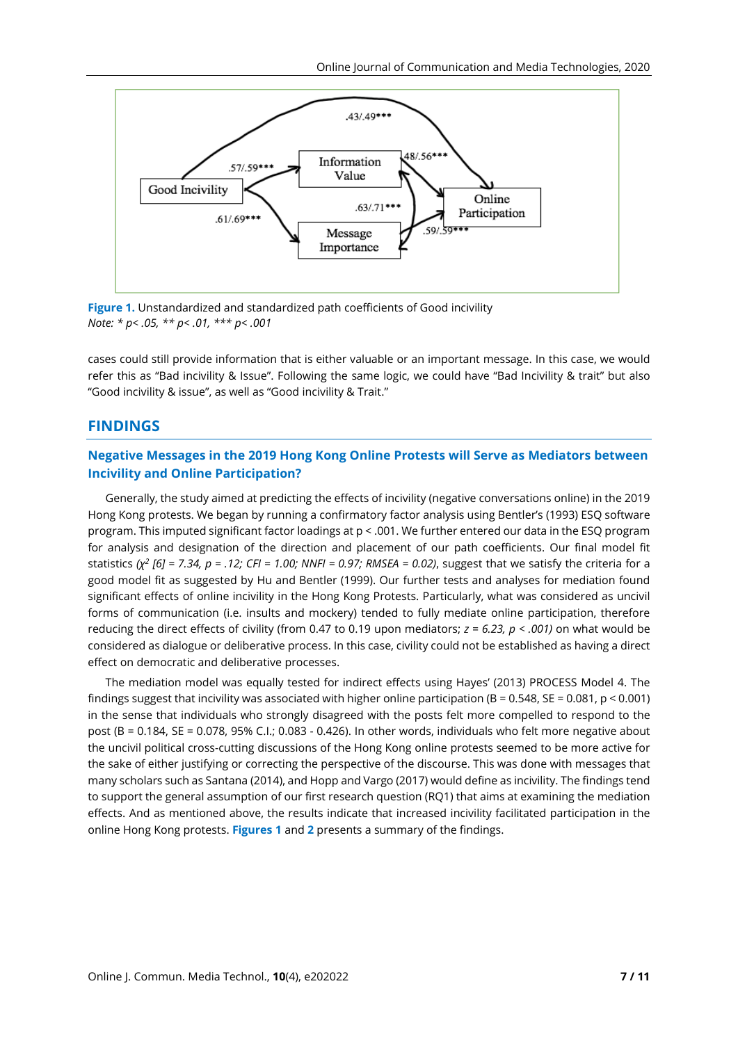**Figure 1.** Unstandardized and standardized path coefficients of Good incivility
*Note: * p< .05, ** p< .01, *** p< .001*

cases could still provide information that is either valuable or an important message. In this case, we would refer this as "Bad incivility & Issue". Following the same logic, we could have "Bad Incivility & trait" but also "Good incivility & issue", as well as "Good incivility & Trait."

## FINDINGS

### Negative Messages in the 2019 Hong Kong Online Protests will Serve as Mediators between Incivility and Online Participation?

Generally, the study aimed at predicting the effects of incivility (negative conversations online) in the 2019 Hong Kong protests. We began by running a confirmatory factor analysis using Bentler's (1993) ESQ software program. This imputed significant factor loadings at p < .001. We further entered our data in the ESQ program for analysis and designation of the direction and placement of our path coefficients. Our final model fit statistics *($\chi^2$ [6] = 7.34, p = .12; CFI = 1.00; NNFI = 0.97; RMSEA = 0.02)*, suggest that we satisfy the criteria for a good model fit as suggested by Hu and Bentler (1999). Our further tests and analyses for mediation found significant effects of online incivility in the Hong Kong Protests. Particularly, what was considered as uncivil forms of communication (i.e. insults and mockery) tended to fully mediate online participation, therefore reducing the direct effects of civility (from 0.47 to 0.19 upon mediators; *z = 6.23, p < .001)* on what would be considered as dialogue or deliberative process. In this case, civility could not be established as having a direct effect on democratic and deliberative processes.

The mediation model was equally tested for indirect effects using Hayes' (2013) PROCESS Model 4. The findings suggest that incivility was associated with higher online participation (B = 0.548, SE = 0.081, p < 0.001) in the sense that individuals who strongly disagreed with the posts felt more compelled to respond to the post (B = 0.184, SE = 0.078, 95% C.I.; 0.083 - 0.426). In other words, individuals who felt more negative about the uncivil political cross-cutting discussions of the Hong Kong online protests seemed to be more active for the sake of either justifying or correcting the perspective of the discourse. This was done with messages that many scholars such as Santana (2014), and Hopp and Vargo (2017) would define as incivility. The findings tend to support the general assumption of our first research question (RQ1) that aims at examining the mediation effects. And as mentioned above, the results indicate that increased incivility facilitated participation in the online Hong Kong protests. **Figures 1** and **2** presents a summary of the findings.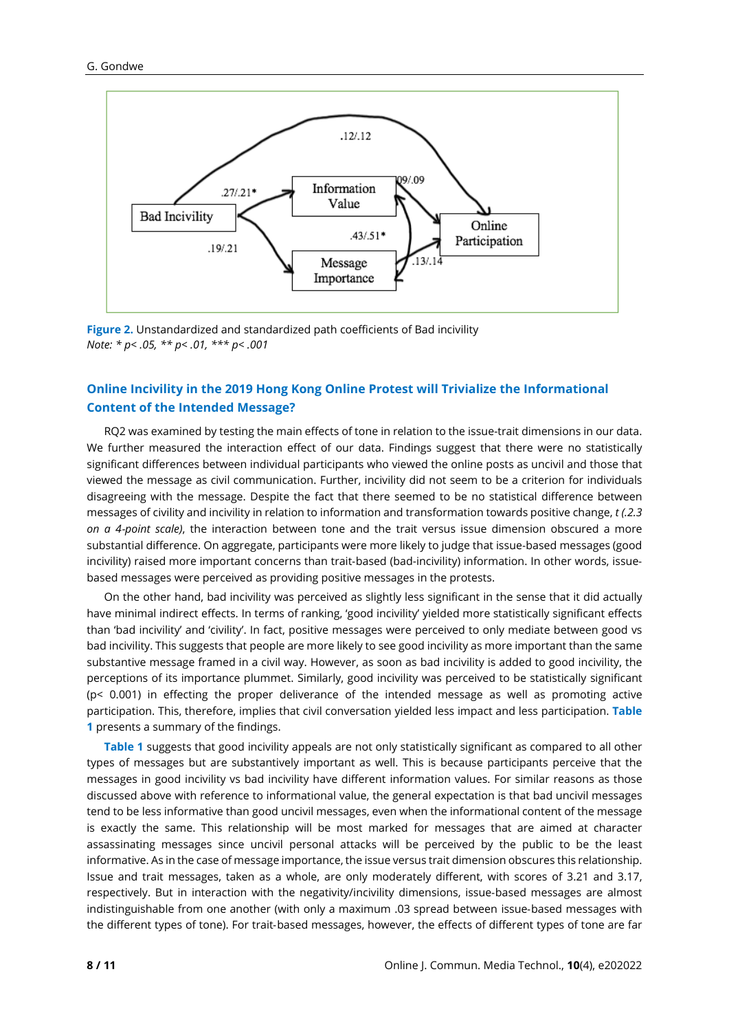Figure 2. Unstandardized and standardized path coefficients of Bad incivility
*Note: * p< .05, ** p< .01, *** p< .001*

## Online Incivility in the 2019 Hong Kong Online Protest will Trivialize the Informational Content of the Intended Message?

RQ2 was examined by testing the main effects of tone in relation to the issue-trait dimensions in our data. We further measured the interaction effect of our data. Findings suggest that there were no statistically significant differences between individual participants who viewed the online posts as uncivil and those that viewed the message as civil communication. Further, incivility did not seem to be a criterion for individuals disagreeing with the message. Despite the fact that there seemed to be no statistical difference between messages of civility and incivility in relation to information and transformation towards positive change, *t (2.3 on a 4-point scale)*, the interaction between tone and the trait versus issue dimension obscured a more substantial difference. On aggregate, participants were more likely to judge that issue-based messages (good incivility) raised more important concerns than trait-based (bad-incivility) information. In other words, issue-based messages were perceived as providing positive messages in the protests.

On the other hand, bad incivility was perceived as slightly less significant in the sense that it did actually have minimal indirect effects. In terms of ranking, 'good incivility' yielded more statistically significant effects than 'bad incivility' and 'civility'. In fact, positive messages were perceived to only mediate between good vs bad incivility. This suggests that people are more likely to see good incivility as more important than the same substantive message framed in a civil way. However, as soon as bad incivility is added to good incivility, the perceptions of its importance plummet. Similarly, good incivility was perceived to be statistically significant ($p < 0.001$) in effecting the proper deliverance of the intended message as well as promoting active participation. This, therefore, implies that civil conversation yielded less impact and less participation. **Table 1** presents a summary of the findings.

**Table 1** suggests that good incivility appeals are not only statistically significant as compared to all other types of messages but are substantively important as well. This is because participants perceive that the messages in good incivility vs bad incivility have different information values. For similar reasons as those discussed above with reference to informational value, the general expectation is that bad uncivil messages tend to be less informative than good uncivil messages, even when the informational content of the message is exactly the same. This relationship will be most marked for messages that are aimed at character assassinating messages since uncivil personal attacks will be perceived by the public to be the least informative. As in the case of message importance, the issue versus trait dimension obscures this relationship. Issue and trait messages, taken as a whole, are only moderately different, with scores of 3.21 and 3.17, respectively. But in interaction with the negativity/incivility dimensions, issue-based messages are almost indistinguishable from one another (with only a maximum .03 spread between issue-based messages with the different types of tone). For trait-based messages, however, the effects of different types of tone are far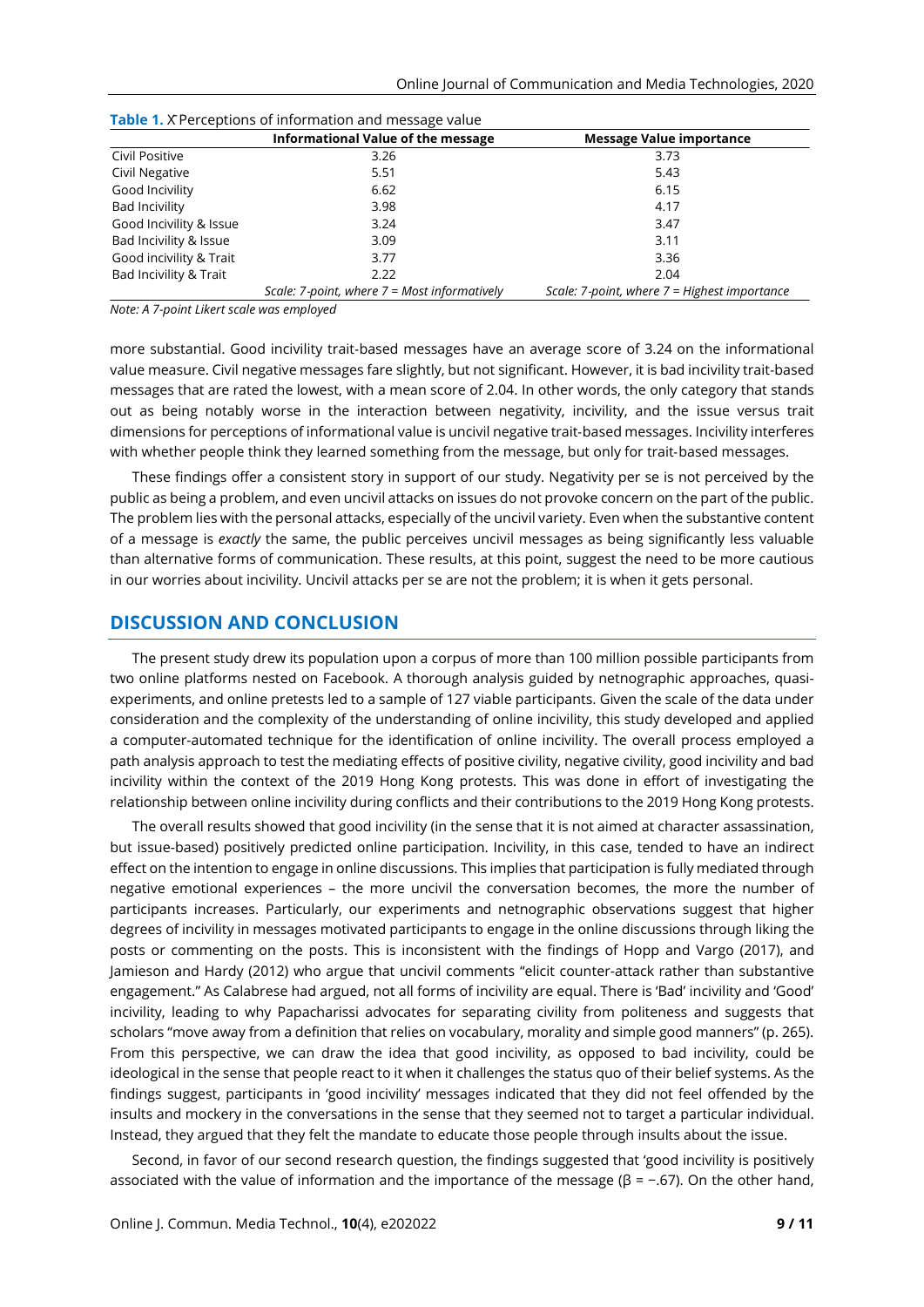**Table 1.** X̄ Perceptions of information and message value

| | Informational Value of the message | Message Value importance |
|---|---|---|
| Civil Positive | 3.26 | 3.73 |
| Civil Negative | 5.51 | 5.43 |
| Good Incivility | 6.62 | 6.15 |
| Bad Incivility | 3.98 | 4.17 |
| Good Incivility & Issue | 3.24 | 3.47 |
| Bad Incivility & Issue | 3.09 | 3.11 |
| Good incivility & Trait | 3.77 | 3.36 |
| Bad Incivility & Trait | 2.22 | 2.04 |
| | *Scale: 7-point, where 7 = Most informatively* | *Scale: 7-point, where 7 = Highest importance* |

*Note: A 7-point Likert scale was employed*

more substantial. Good incivility trait-based messages have an average score of 3.24 on the informational value measure. Civil negative messages fare slightly, but not significant. However, it is bad incivility trait-based messages that are rated the lowest, with a mean score of 2.04. In other words, the only category that stands out as being notably worse in the interaction between negativity, incivility, and the issue versus trait dimensions for perceptions of informational value is uncivil negative trait-based messages. Incivility interferes with whether people think they learned something from the message, but only for trait-based messages.

These findings offer a consistent story in support of our study. Negativity per se is not perceived by the public as being a problem, and even uncivil attacks on issues do not provoke concern on the part of the public. The problem lies with the personal attacks, especially of the uncivil variety. Even when the substantive content of a message is *exactly* the same, the public perceives uncivil messages as being significantly less valuable than alternative forms of communication. These results, at this point, suggest the need to be more cautious in our worries about incivility. Uncivil attacks per se are not the problem; it is when it gets personal.

## DISCUSSION AND CONCLUSION

The present study drew its population upon a corpus of more than 100 million possible participants from two online platforms nested on Facebook. A thorough analysis guided by netnographic approaches, quasi-experiments, and online pretests led to a sample of 127 viable participants. Given the scale of the data under consideration and the complexity of the understanding of online incivility, this study developed and applied a computer-automated technique for the identification of online incivility. The overall process employed a path analysis approach to test the mediating effects of positive civility, negative civility, good incivility and bad incivility within the context of the 2019 Hong Kong protests. This was done in effort of investigating the relationship between online incivility during conflicts and their contributions to the 2019 Hong Kong protests.

The overall results showed that good incivility (in the sense that it is not aimed at character assassination, but issue-based) positively predicted online participation. Incivility, in this case, tended to have an indirect effect on the intention to engage in online discussions. This implies that participation is fully mediated through negative emotional experiences – the more uncivil the conversation becomes, the more the number of participants increases. Particularly, our experiments and netnographic observations suggest that higher degrees of incivility in messages motivated participants to engage in the online discussions through liking the posts or commenting on the posts. This is inconsistent with the findings of Hopp and Vargo (2017), and Jamieson and Hardy (2012) who argue that uncivil comments "elicit counter-attack rather than substantive engagement." As Calabrese had argued, not all forms of incivility are equal. There is 'Bad' incivility and 'Good' incivility, leading to why Papacharissi advocates for separating civility from politeness and suggests that scholars "move away from a definition that relies on vocabulary, morality and simple good manners" (p. 265). From this perspective, we can draw the idea that good incivility, as opposed to bad incivility, could be ideological in the sense that people react to it when it challenges the status quo of their belief systems. As the findings suggest, participants in 'good incivility' messages indicated that they did not feel offended by the insults and mockery in the conversations in the sense that they seemed not to target a particular individual. Instead, they argued that they felt the mandate to educate those people through insults about the issue.

Second, in favor of our second research question, the findings suggested that 'good incivility is positively associated with the value of information and the importance of the message ($\beta = -.67$). On the other hand,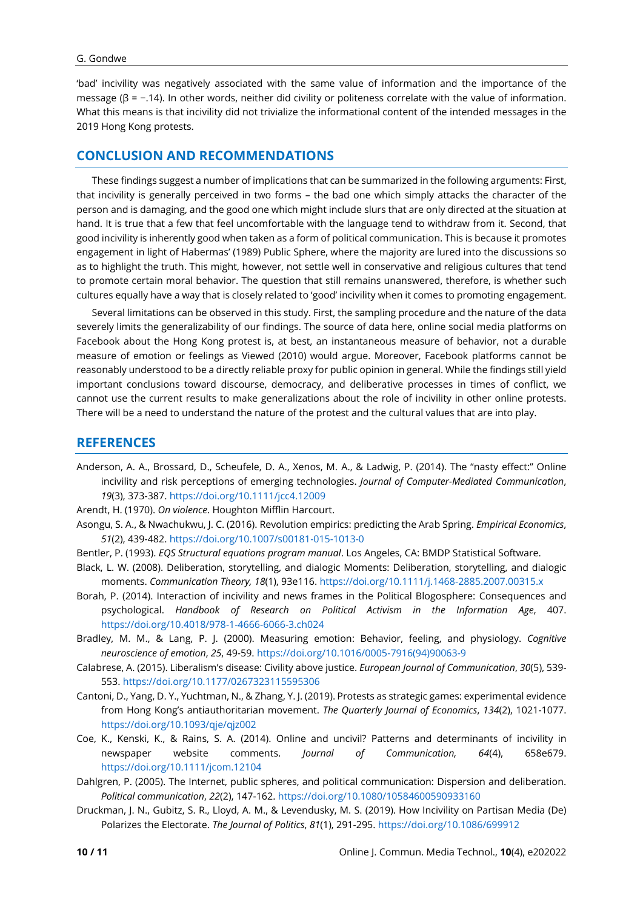'bad' incivility was negatively associated with the same value of information and the importance of the message (β = −.14). In other words, neither did civility or politeness correlate with the value of information. What this means is that incivility did not trivialize the informational content of the intended messages in the 2019 Hong Kong protests.

## CONCLUSION AND RECOMMENDATIONS

These findings suggest a number of implications that can be summarized in the following arguments: First, that incivility is generally perceived in two forms – the bad one which simply attacks the character of the person and is damaging, and the good one which might include slurs that are only directed at the situation at hand. It is true that a few that feel uncomfortable with the language tend to withdraw from it. Second, that good incivility is inherently good when taken as a form of political communication. This is because it promotes engagement in light of Habermas' (1989) Public Sphere, where the majority are lured into the discussions so as to highlight the truth. This might, however, not settle well in conservative and religious cultures that tend to promote certain moral behavior. The question that still remains unanswered, therefore, is whether such cultures equally have a way that is closely related to 'good' incivility when it comes to promoting engagement.

Several limitations can be observed in this study. First, the sampling procedure and the nature of the data severely limits the generalizability of our findings. The source of data here, online social media platforms on Facebook about the Hong Kong protest is, at best, an instantaneous measure of behavior, not a durable measure of emotion or feelings as Viewed (2010) would argue. Moreover, Facebook platforms cannot be reasonably understood to be a directly reliable proxy for public opinion in general. While the findings still yield important conclusions toward discourse, democracy, and deliberative processes in times of conflict, we cannot use the current results to make generalizations about the role of incivility in other online protests. There will be a need to understand the nature of the protest and the cultural values that are into play.

## REFERENCES

Anderson, A. A., Brossard, D., Scheufele, D. A., Xenos, M. A., & Ladwig, P. (2014). The "nasty effect:" Online incivility and risk perceptions of emerging technologies. *Journal of Computer-Mediated Communication*, *19*(3), 373-387. https://doi.org/10.1111/jcc4.12009

Arendt, H. (1970). *On violence*. Houghton Mifflin Harcourt.

Asongu, S. A., & Nwachukwu, J. C. (2016). Revolution empirics: predicting the Arab Spring. *Empirical Economics*, *51*(2), 439-482. https://doi.org/10.1007/s00181-015-1013-0

Bentler, P. (1993). *EQS Structural equations program manual*. Los Angeles, CA: BMDP Statistical Software.

Black, L. W. (2008). Deliberation, storytelling, and dialogic Moments: Deliberation, storytelling, and dialogic moments. *Communication Theory, 18*(1), 93e116. https://doi.org/10.1111/j.1468-2885.2007.00315.x

Borah, P. (2014). Interaction of incivility and news frames in the Political Blogosphere: Consequences and psychological. *Handbook of Research on Political Activism in the Information Age*, 407. https://doi.org/10.4018/978-1-4666-6066-3.ch024

Bradley, M. M., & Lang, P. J. (2000). Measuring emotion: Behavior, feeling, and physiology. *Cognitive neuroscience of emotion*, *25*, 49-59. https://doi.org/10.1016/0005-7916(94)90063-9

Calabrese, A. (2015). Liberalism's disease: Civility above justice. *European Journal of Communication*, *30*(5), 539-553. https://doi.org/10.1177/0267323115595306

Cantoni, D., Yang, D. Y., Yuchtman, N., & Zhang, Y. J. (2019). Protests as strategic games: experimental evidence from Hong Kong's antiauthoritarian movement. *The Quarterly Journal of Economics*, *134*(2), 1021-1077. https://doi.org/10.1093/qje/qjz002

Coe, K., Kenski, K., & Rains, S. A. (2014). Online and uncivil? Patterns and determinants of incivility in newspaper website comments. *Journal of Communication, 64*(4), 658e679. https://doi.org/10.1111/jcom.12104

Dahlgren, P. (2005). The Internet, public spheres, and political communication: Dispersion and deliberation. *Political communication*, *22*(2), 147-162. https://doi.org/10.1080/10584600590933160

Druckman, J. N., Gubitz, S. R., Lloyd, A. M., & Levendusky, M. S. (2019). How Incivility on Partisan Media (De) Polarizes the Electorate. *The Journal of Politics*, *81*(1), 291-295. https://doi.org/10.1086/699912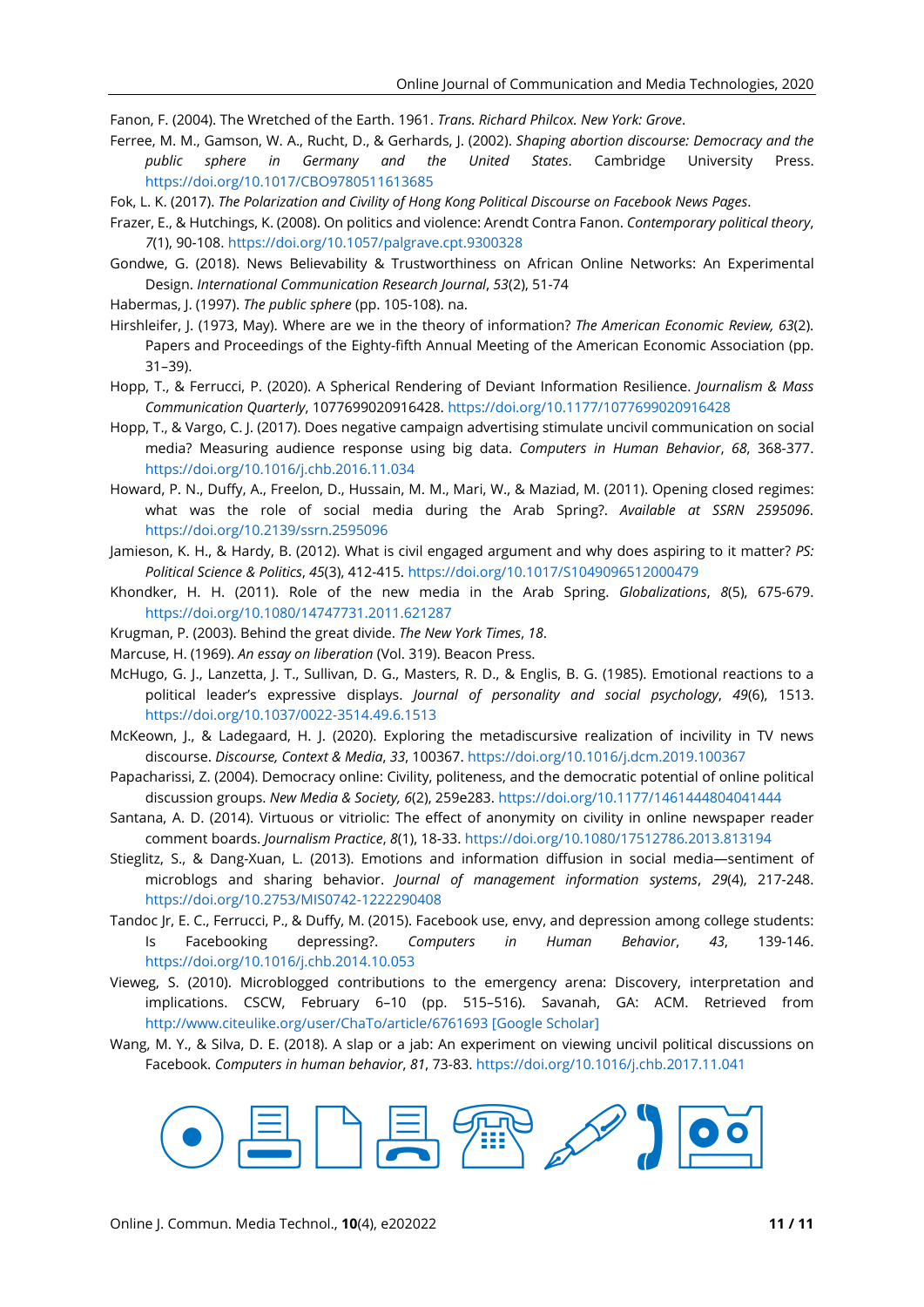Fanon, F. (2004). The Wretched of the Earth. 1961. *Trans. Richard Philcox. New York: Grove*.

Ferree, M. M., Gamson, W. A., Rucht, D., & Gerhards, J. (2002). *Shaping abortion discourse: Democracy and the public sphere in Germany and the United States*. Cambridge University Press. https://doi.org/10.1017/CBO9780511613685

Fok, L. K. (2017). *The Polarization and Civility of Hong Kong Political Discourse on Facebook News Pages*.

Frazer, E., & Hutchings, K. (2008). On politics and violence: Arendt Contra Fanon. *Contemporary political theory*, *7*(1), 90-108. https://doi.org/10.1057/palgrave.cpt.9300328

Gondwe, G. (2018). News Believability & Trustworthiness on African Online Networks: An Experimental Design. *International Communication Research Journal*, *53*(2), 51-74

Habermas, J. (1997). *The public sphere* (pp. 105-108). na.

Hirshleifer, J. (1973, May). Where are we in the theory of information? *The American Economic Review, 63*(2). Papers and Proceedings of the Eighty-fifth Annual Meeting of the American Economic Association (pp. 31–39).

Hopp, T., & Ferrucci, P. (2020). A Spherical Rendering of Deviant Information Resilience. *Journalism & Mass Communication Quarterly*, 1077699020916428. https://doi.org/10.1177/1077699020916428

Hopp, T., & Vargo, C. J. (2017). Does negative campaign advertising stimulate uncivil communication on social media? Measuring audience response using big data. *Computers in Human Behavior*, *68*, 368-377. https://doi.org/10.1016/j.chb.2016.11.034

Howard, P. N., Duffy, A., Freelon, D., Hussain, M. M., Mari, W., & Maziad, M. (2011). Opening closed regimes: what was the role of social media during the Arab Spring?. *Available at SSRN 2595096*. https://doi.org/10.2139/ssrn.2595096

Jamieson, K. H., & Hardy, B. (2012). What is civil engaged argument and why does aspiring to it matter? *PS: Political Science & Politics*, *45*(3), 412-415. https://doi.org/10.1017/S1049096512000479

Khondker, H. H. (2011). Role of the new media in the Arab Spring. *Globalizations*, *8*(5), 675-679. https://doi.org/10.1080/14747731.2011.621287

Krugman, P. (2003). Behind the great divide. *The New York Times*, *18*.

Marcuse, H. (1969). *An essay on liberation* (Vol. 319). Beacon Press.

McHugo, G. J., Lanzetta, J. T., Sullivan, D. G., Masters, R. D., & Englis, B. G. (1985). Emotional reactions to a political leader's expressive displays. *Journal of personality and social psychology*, *49*(6), 1513. https://doi.org/10.1037/0022-3514.49.6.1513

McKeown, J., & Ladegaard, H. J. (2020). Exploring the metadiscursive realization of incivility in TV news discourse. *Discourse, Context & Media*, *33*, 100367. https://doi.org/10.1016/j.dcm.2019.100367

Papacharissi, Z. (2004). Democracy online: Civility, politeness, and the democratic potential of online political discussion groups. *New Media & Society, 6*(2), 259e283. https://doi.org/10.1177/1461444804041444

Santana, A. D. (2014). Virtuous or vitriolic: The effect of anonymity on civility in online newspaper reader comment boards. *Journalism Practice*, *8*(1), 18-33. https://doi.org/10.1080/17512786.2013.813194

Stieglitz, S., & Dang-Xuan, L. (2013). Emotions and information diffusion in social media—sentiment of microblogs and sharing behavior. *Journal of management information systems*, *29*(4), 217-248. https://doi.org/10.2753/MIS0742-1222290408

Tandoc Jr, E. C., Ferrucci, P., & Duffy, M. (2015). Facebook use, envy, and depression among college students: Is Facebooking depressing?. *Computers in Human Behavior*, *43*, 139-146. https://doi.org/10.1016/j.chb.2014.10.053

Vieweg, S. (2010). Microblogged contributions to the emergency arena: Discovery, interpretation and implications. CSCW, February 6–10 (pp. 515–516). Savanah, GA: ACM. Retrieved from http://www.citeulike.org/user/ChaTo/article/6761693 [Google Scholar]

Wang, M. Y., & Silva, D. E. (2018). A slap or a jab: An experiment on viewing uncivil political discussions on Facebook. *Computers in human behavior*, *81*, 73-83. https://doi.org/10.1016/j.chb.2017.11.041